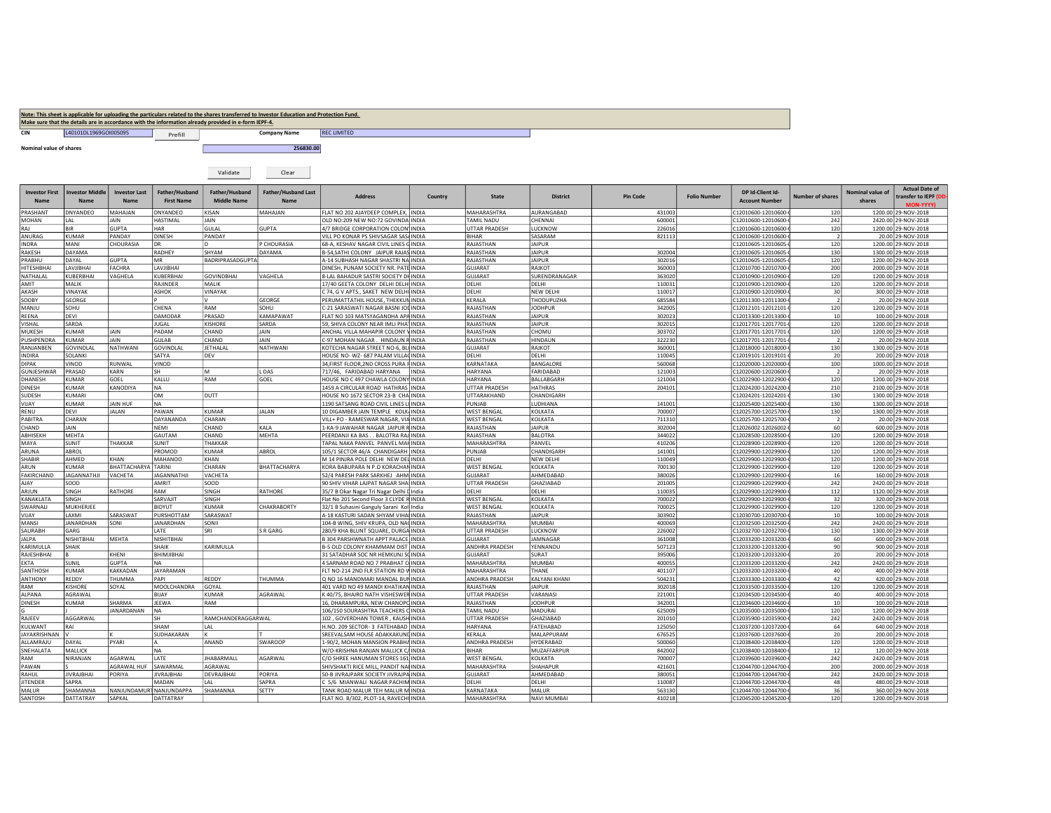**Note: This sheet is applicable for uploading the particulars related to the shares transferred to Investor Education and Protection Fund.**
**Make sure that the details are in accordance with the information already provided in e-form IEPF-4.**

CIN: L40101DL1969GOI005095 | Prefill | Company Name: REC LIMITED

Nominal value of shares: 256830.00

Validate | Clear

| Investor First Name | Investor Middle Name | Investor Last Name | Father/Husband First Name | Father/Husband Middle Name | Father/Husband Last Name | Address | Country | State | District | Pin Code | Folio Number | DP Id-Client Id-Account Number | Number of shares | Nominal value of shares | Actual Date of transfer to IEPF (DD-MON-YYYY) |
|---|---|---|---|---|---|---|---|---|---|---|---|---|---|---|---|
| PRASHANT | DNYANDEO | MAHAJAN | DNYANDEO | KISAN | MAHAJAN | FLAT NO 202 AJAYDEEP COMPLEX, | INDIA | MAHARASHTRA | AURANGABAD | 431003 | | C12010600-12010600- | 120 | 1200.00 | 29-NOV-2018 |
| MOHAN | LAL | JAIN | HASTIMAL | JAIN | | OLD NO:209 NEW NO:72 GOVINDA | INDIA | TAMIL NADU | CHENNAI | 600001 | | C12010600-12010600- | 242 | 2420.00 | 29-NOV-2018 |
| RAJ | BIR | GUPTA | HAR | GULAL | GUPTA | 4/7 BRIDGE CORPORATION COLONY | INDIA | UTTAR PRADESH | LUCKNOW | 226016 | | C12010600-12010600- | 120 | 1200.00 | 29-NOV-2018 |
| ANURAG | KUMAR | PANDAY | DINESH | PANDAY | | VILL PO KONAR PS SHIVSAGAR SAS | INDIA | BIHAR | SASARAM | 821113 | | C12010600-12010600- | 2 | 20.00 | 29-NOV-2018 |
| INDRA | MANI | CHOURASIA | DR | D | P CHOURASIA | 68-A, KESHAV NAGAR CIVIL LINES C | INDIA | RAJASTHAN | JAIPUR | | | C12010605-12010605- | 120 | 1200.00 | 29-NOV-2018 |
| RAKESH | DAYAMA | | RADHEY | SHYAM | DAYAMA | B-54,SATHI COLONY JAIPUR RAJAS | INDIA | RAJASTHAN | JAIPUR | 302004 | | C12010605-12010605- | 130 | 1300.00 | 29-NOV-2018 |
| PRABHU | DAYAL | GUPTA | MR | BADRIPRASADGUPTA | | A-14 SUBHASH NAGAR SHASTRI NA | INDIA | RAJASTHAN | JAIPUR | 302016 | | C12010605-12010605- | 120 | 1200.00 | 29-NOV-2018 |
| HITESHBHAI | LAVJIBHAI | FACHRA | LAVJIBHAI | | | DINESH, PUNAM SOCIETY NR. PATE | INDIA | GUJARAT | RAJKOT | 360003 | | C12010700-12010700- | 200 | 2000.00 | 29-NOV-2018 |
| NATHALAL | KUBERBHAI | VAGHELA | KUBERBHAI | GOVINDBHAI | VAGHELA | 8-LAL BAHADUR SASTRI SOCIETY DI | INDIA | GUJARAT | SURENDRANAGAR | 363020 | | C12010900-12010900- | 120 | 1200.00 | 29-NOV-2018 |
| AMIT | MALIK | | RAJINDER | MALIK | | 17/40 GEETA COLONY DELHI DELHI | INDIA | DELHI | DELHI | 110031 | | C12010900-12010900- | 120 | 1200.00 | 29-NOV-2018 |
| AKASH | VINAYAK | | ASHOK | VINAYAK | | C 74, G V APTS., SAKET NEW DELHI | INDIA | DELHI | NEW DELHI | 110017 | | C12010900-12010900- | 30 | 300.00 | 29-NOV-2018 |
| SOOBY | GEORGE | | P | V | GEORGE | PERUMATTATHIL HOUSE, THEKKUN | INDIA | KERALA | THODUPUZHA | 685584 | | C12011300-12011300- | 2 | 20.00 | 29-NOV-2018 |
| MANJU | SOHU | | CHENA | RAM | SOHU | C-21 SARASWATI NAGAR BASNI JOD | INDIA | RAJASTHAN | JODHPUR | 342005 | | C12012101-12012101- | 120 | 1200.00 | 29-NOV-2018 |
| REENA | DEVI | | DAMODAR | PRASAD | KAMAPAWAT | FLAT NO 103 MATSYAGANDHA APA | INDIA | RAJASTHAN | JAIPUR | 302023 | | C12013300-12013300- | 10 | 100.00 | 29-NOV-2018 |
| VISHAL | SARDA | | JUGAL | KISHORE | SARDA | 59, SHIVA COLONY NEAR IMLI PHAT | INDIA | RAJASTHAN | JAIPUR | 302015 | | C12017701-12017701- | 120 | 1200.00 | 29-NOV-2018 |
| MUKESH | KUMAR | JAIN | PADAM | CHAND | JAIN | ANCHAL VILLA MAHAPIR COLONY V | INDIA | RAJASTHAN | CHOMU | 303702 | | C12017701-12017701- | 120 | 1200.00 | 29-NOV-2018 |
| PUSHPENDRA | KUMAR | JAIN | GULAB | CHAND | JAIN | C-97 MOHAN NAGAR . HINDAUN R | INDIA | RAJASTHAN | HINDAUN | 322230 | | C12017701-12017701- | 2 | 20.00 | 29-NOV-2018 |
| RANJANBEN | GOVINDLAL | NATHWANI | GOVINDLAL | JETHALAL | NATHWANI | KOTECHA NAGAR STREET NO-6, BL | INDIA | GUJARAT | RAJKOT | 360001 | | C12018000-12018000- | 130 | 1300.00 | 29-NOV-2018 |
| INDIRA | SOLANKI | | SATYA | DEV | | HOUSE NO- WZ- 687 PALAM VILLAG | INDIA | DELHI | DELHI | 110045 | | C12019101-12019101- | 20 | 200.00 | 29-NOV-2018 |
| DIPAK | VINOD | RUNWAL | VINOD | | | 34,FIRST FLOOR,2ND CROSS PURA F | INDIA | KARNATAKA | BANGALORE | 560068 | | C12020000-12020000- | 100 | 1000.00 | 29-NOV-2018 |
| GUNJESHWAR | PRASAD | KARN | SH | M | L DAS | 717/46, FARIDABAD HARYANA | INDIA | HARYANA | FARIDABAD | 121003 | | C12020600-12020600- | 2 | 20.00 | 29-NOV-2018 |
| DHANESH | KUMAR | GOEL | KALLU | RAM | GOEL | HOUSE NO C 497 CHAWLA COLONY | INDIA | HARYANA | BALLABGARH | 121004 | | C12022900-12022900- | 120 | 1200.00 | 29-NOV-2018 |
| DINESH | KUMAR | KANODIYA | NA | | | 1459 A CIRCULAR ROAD HATHRAS | INDIA | UTTAR PRADESH | HATHRAS | 204101 | | C12024200-12024200- | 210 | 2100.00 | 29-NOV-2018 |
| SUDESH | KUMARI | | OM | DUTT | | HOUSE NO 1672 SECTOR 23-B CHA | INDIA | UTTARAKHAND | CHANDIGARH | | | C12024201-12024201- | 130 | 1300.00 | 29-NOV-2018 |
| VIJAY | KUMAR | JAIN HUF | NA | | | 1190 SATSANG ROAD CIVIL LINES L | INDIA | PUNJAB | LUDHIANA | 141001 | | C12025400-12025400- | 130 | 1300.00 | 29-NOV-2018 |
| RENU | DEVI | JALAN | PAWAN | KUMAR | JALAN | 10 DIGAMBER JAIN TEMPLE KOLK | INDIA | WEST BENGAL | KOLKATA | 700007 | | C12025700-12025700- | 130 | 1300.00 | 29-NOV-2018 |
| PABITRA | CHARAN | | DAYANANDA | CHARAN | | VILL+ PO - RAMESWAR NAGAR, VIA | INDIA | WEST BENGAL | KOLKATA | 711310 | | C12025700-12025700- | 2 | 20.00 | 29-NOV-2018 |
| CHAND | JAIN | | NEMI | CHAND | KALA | 1-KA-9 JAWAHAR NAGAR JAIPUR R | INDIA | RAJASTHAN | JAIPUR | 302004 | | C12026002-12026002- | 60 | 600.00 | 29-NOV-2018 |
| ABHISEKH | MEHTA | | GAUTAM | CHAND | MEHTA | PEERDANJI KA BAS . . BALOTRA RA | INDIA | RAJASTHAN | BALOTRA | 344022 | | C12028500-12028500- | 120 | 1200.00 | 29-NOV-2018 |
| MAYA | SUNIT | THAKKAR | SUNIT | THAKKAR | | TAPAL NAKA PANVEL PANVEL MAH | INDIA | MAHARASHTRA | PANVEL | 410206 | | C12028900-12028900- | 120 | 1200.00 | 29-NOV-2018 |
| ARUNA | ABROL | | PROMOD | KUMAR | ABROL | 105/1 SECTOR 46/A CHANDIGARH | INDIA | PUNJAB | CHANDIGARH | 141001 | | C12029900-12029900- | 120 | 1200.00 | 29-NOV-2018 |
| SHABIR | AHMED | KHAN | MAHANOO | KHAN | | M 14 PINJRA POLE DELHI NEW DEL | INDIA | DELHI | NEW DELHI | 110049 | | C12029900-12029900- | 120 | 1200.00 | 29-NOV-2018 |
| ARUN | KUMAR | BHATTACHARYA | TARINI | CHARAN | BHATTACHARYA | KORA BABUPARA N P.O KORACHAN | INDIA | WEST BENGAL | KOLKATA | 700130 | | C12029900-12029900- | 120 | 1200.00 | 29-NOV-2018 |
| FAKIRCHAND | JAGANNATHJI | VACHETA | JAGANNATHJI | VACHETA | | 52/4 PARESH PARK SARKHEJ AHM | INDIA | GUJARAT | AHMEDABAD | 380026 | | C12029900-12029900- | 16 | 160.00 | 29-NOV-2018 |
| AJAY | SOOD | | AMRIT | SOOD | | 90 SHIV VIHAR LAJPAT NAGAR SHA | INDIA | UTTAR PRADESH | GHAZIABAD | 201005 | | C12029900-12029900- | 242 | 2420.00 | 29-NOV-2018 |
| ARJUN | SINGH | RATHORE | RAM | SINGH | RATHORE | 35/7 B Okar Nagar Tri Nagar Delhi | India | DELHI | DELHI | 110035 | | C12029900-12029900- | 112 | 1120.00 | 29-NOV-2018 |
| KANAKLATA | SINGH | | SARVAJIT | SINGH | | Flat No 201 Second Floor 3 CLYDE R | INDIA | WEST BENGAL | KOLKATA | 700022 | | C12029900-12029900- | 32 | 320.00 | 29-NOV-2018 |
| SWARNALI | MUKHERJEE | | BIDYUT | KUMAR | CHAKRABORTY | 32/1 B Suhasini Ganguly Sarani Kol | India | WEST BENGAL | KOLKATA | 700025 | | C12029900-12029900- | 120 | 1200.00 | 29-NOV-2018 |
| VIJAY | LAXMI | SARASWAT | PURSHOTTAM | SARASWAT | | A-18 KASTURI SADAN SHYAM VIHA | INDIA | RAJASTHAN | JAIPUR | 303902 | | C12030700-12030700- | 10 | 100.00 | 29-NOV-2018 |
| MANSI | JANARDHAN | SONI | JANARDHAN | SONII | | 104-B WING, SHIV KRUPA, OLD NAG | INDIA | MAHARASHTRA | MUMBAI | 400069 | | C12032500-12032500- | 242 | 2420.00 | 29-NOV-2018 |
| SAURABH | GARG | | LATE | SRI | S R GARG | 280/9 KHA BLUNT SQUARE, DURGA | INDIA | UTTAR PRADESH | LUCKNOW | 226002 | | C12032700-12032700- | 130 | 1300.00 | 29-NOV-2018 |
| JALPA | NISHITBHAI | MEHTA | NISHITBHAI | | | B 304 PARSHWNATH APPT PALACE | INDIA | GUJARAT | JAMNAGAR | 361008 | | C12033200-12033200- | 60 | 600.00 | 29-NOV-2018 |
| KARIMULLA | SHAIK | | SHAIK | KARIMULLA | | B-5 OLD COLONY KHAMMAM DIST | INDIA | ANDHRA PRADESH | YENNANDU | 507123 | | C12033200-12033200- | 90 | 900.00 | 29-NOV-2018 |
| RAJESHBHAI | B | KHENI | BHIMJIBHAI | | | 31 SATADHAR SOC NR HEMKUNJ SO | INDIA | GUJARAT | SURAT | 395006 | | C12033200-12033200- | 20 | 200.00 | 29-NOV-2018 |
| EKTA | SUNIL | GUPTA | NA | | | 4 SARNAM ROAD NO 7 PRABHAT C | INDIA | MAHARASHTRA | MUMBAI | 400055 | | C12033200-12033200- | 242 | 2420.00 | 29-NOV-2018 |
| SANTHOSH | KUMAR | KAKKADAN | JAYARAMAN | | | FLT NO-214 2ND FLR STATION RD W | INDIA | MAHARASHTRA | THANE | 401107 | | C12033200-12033200- | 40 | 400.00 | 29-NOV-2018 |
| ANTHONY | REDDY | THUMMA | PAPI | REDDY | THUMMA | Q NO 16 MANDMARI MANDAL BUN | INDIA | ANDHRA PRADESH | KALYANI KHANI | 504231 | | C12033300-12033300- | 42 | 420.00 | 29-NOV-2018 |
| RAM | KISHORE | SOYAL | MOOLCHANDRA | GOYAL | | 401 VARD NO 49 MANDI KHATIKAN | INDIA | RAJASTHAN | JAIPUR | 302018 | | C12033500-12033500- | 120 | 1200.00 | 29-NOV-2018 |
| ALPANA | AGRAWAL | | BIJAY | KUMAR | AGRAWAL | K 40/75, BHAIRO NATH VISHESWER | INDIA | UTTAR PRADESH | VARANASI | 221001 | | C12034500-12034500- | 40 | 400.00 | 29-NOV-2018 |
| DINESH | KUMAR | SHARMA | JEEWA | RAM | | 16, DHARAMPURA, NEW CHANOPO | INDIA | RAJASTHAN | JODHPUR | 342001 | | C12034600-12034600- | 10 | 100.00 | 29-NOV-2018 |
| G | J | JANARDANAN | NA | | | 106/150 SOURASHTRA TEACHERS C | INDIA | TAMIL NADU | MADURAI | 625009 | | C12035000-12035000- | 120 | 1200.00 | 29-NOV-2018 |
| RAJEEV | AGGARWAL | | SH | RAMCHANDERAGGARWAL | | 102 , GOVERDHAN TOWER , KAUSH | INDIA | UTTAR PRADESH | GHAZIABAD | 201010 | | C12035900-12035900- | 242 | 2420.00 | 29-NOV-2018 |
| KULWANT | RAI | | SHAM | LAL | | H.NO. 209 SECTOR- 3 FATEHABAD | INDIA | HARYANA | FATEHABAD | 125050 | | C12037200-12037200- | 64 | 640.00 | 29-NOV-2018 |
| JAYAKRISHNAN | V | K | SUDHAKARAN | K | T | SREEVALSAM HOUSE ADAKKAKUND | INDIA | KERALA | MALAPPURAM | 676525 | | C12037600-12037600- | 20 | 200.00 | 29-NOV-2018 |
| ALLAMRAJU | DAYAL | PYARI | A | ANAND | SWAROOP | 1-90/2, MOHAN MANSION PRABHA | INDIA | ANDHRA PRADESH | HYDERABAD | 500060 | | C12038400-12038400- | 120 | 1200.00 | 29-NOV-2018 |
| SNEHALATA | MALLICK | | NA | | | W/O-KRISHNA RANJAN MALLICK C/ | INDIA | BIHAR | MUZAFFARPUR | 842002 | | C12038400-12038400- | 12 | 120.00 | 29-NOV-2018 |
| RAM | NIRANJAN | AGARWAL | LATE | JHABARMALL | AGARWAL | C/O SHREE HANUMAN STORES 161 | INDIA | WEST BENGAL | KOLKATA | 700007 | | C12039600-12039600- | 242 | 2420.00 | 29-NOV-2018 |
| PAWAN | S | AGRAWAL HUF | SAWARMAL | AGRAWAL | | SHIVSHAKTI RICE MILL, PANDIT NA | INDIA | MAHARASHTRA | SHAHAPUR | 421601 | | C12044700-12044700- | 200 | 2000.00 | 29-NOV-2018 |
| RAHUL | JIVRAJBHAI | PORIYA | JIVRAJBHAI | DEVRAJBHAI | PORIYA | 50-B JIVRAJPARK SOCIETY JIVRAJPA | INDIA | GUJARAT | AHMEDABAD | 380051 | | C12044700-12044700- | 242 | 2420.00 | 29-NOV-2018 |
| JITENDER | SAPRA | | MADAN | LAL | SAPRA | C 5/6 MIANWALI NAGAR PACHIM | INDIA | DELHI | DELHI | 110087 | | C12044700-12044700- | 48 | 480.00 | 29-NOV-2018 |
| MALUR | SHAMANNA | NANJUNDAMURT | NANJUNDAPPA | SHAMANNA | SETTY | TANK ROAD MALUR TEH MALUR M | INDIA | KARNATAKA | MALUR | 563130 | | C12044700-12044700- | 36 | 360.00 | 29-NOV-2018 |
| SANTOSH | DATTATRAY | SAPKAL | DATTATRAY | | | FLAT NO. B/302, PLOT-14, RAVECH | INDIA | MAHARASHTRA | NAVI MUMBAI | 410218 | | C12045200-12045200- | 120 | 1200.00 | 29-NOV-2018 |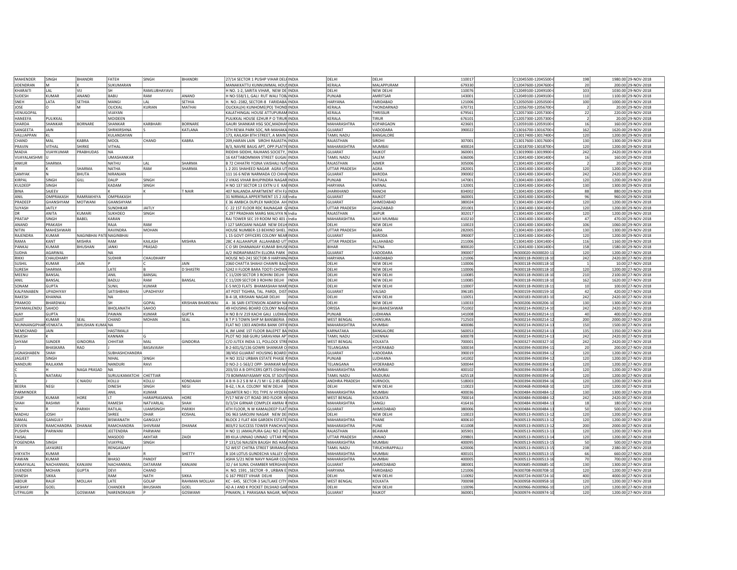| | | | | | | | | | | | | | | |
|---|---|---|---|---|---|---|---|---|---|---|---|---|---|---|
| MAHENDER | SINGH | BHANDRI | FATEH | SINGH | BHANDRI | 27/14 SECTOR 1 PUSHP VIHAR DELI | INDIA | DELHI | DELHI | 110017 | | C12045500-12045500- | 198 | 1980.00 29-NOV-2018 |
| JIDENDRAN | M | K | SUKUMARAN | | | MANAKKATTU KUNNUMMAL HOUS | INDIA | KERALA | MALAPPURAM | 679330 | | C12047600-12047600- | 20 | 200.00 29-NOV-2018 |
| KHARAITI | LAL | VIJ | SH | RAMLUBHAYAVIJ | | H NO. 1-2, SARITA VIHAR, NEW DE | INDIA | DELHI | NEW DELHI | 110076 | | C12049100-12049100- | 103 | 1030.00 29-NOV-2018 |
| SUDESH | KUMAR | ANAND | BABU | RAM | ANAND | H NO-558/11, GALI RUT WALI TOB | INDIA | PUNJAB | AMRITSAR | 143001 | | C12049100-12049100- | 110 | 1100.00 29-NOV-2018 |
| SNEH | LATA | SETHIA | MANGI | LAL | SETHIA | H. NO.-2382, SECTOR-8 FARIDABA | INDIA | HARYANA | FARIDABAD | 121006 | | C12050500-12050500- | 100 | 1000.00 29-NOV-2018 |
| JOSE | O | M | OLICKAL | KURIAN | MATHAI | OLICKAL(H) KUNHOME(PO) THOND | INDIA | KERALA | THONDARNAD | 670731 | | C12056700-12056700- | 2 | 20.00 29-NOV-2018 |
| VENUGOPAL | | | VIJAYAN | | | KALATHINGAL HOUSE ATTUPURAM | INDIA | KERALA | THRISSUR | 679561 | | C12057300-12057300- | 22 | 220.00 29-NOV-2018 |
| HANEEFA | PULIKKAL | | MOIDEEN | | | PULIKKAL HOUSE EZHUR P O TIRUR | INDIA | KERALA | TIRUR | 676101 | | C12057300-12057300- | 2 | 20.00 29-NOV-2018 |
| SHARDA | SHANKAR | BORNARE | SHANKAR | KARBHARI | BORNARE | GAURI SHANKAR HSG SOC,MADHA | INDIA | MAHARASHTRA | KOPARGAON | 423601 | | C12059100-12059100- | 16 | 160.00 29-NOV-2018 |
| SANGEETA | JAIN | | SHRIKIRSHNA | S | KATLANA | 5TH REWA PARK SOC, NR-MAHAKA | INDIA | GUJARAT | VADODARA | 390022 | | C13016700-13016700- | 162 | 1620.00 29-NOV-2018 |
| VALLIAPPAN | KL | | KULANDAYAN | | | 173, KAILASH 8TH STREET, A MAIN | INDIA | TAMIL NADU | BANGALORE | | | C13017400-13017400- | 120 | 1200.00 29-NOV-2018 |
| CHAND | MAL | KABRA | MOOL | CHAND | KABRA | 209,HARAN LAIN SIROHI RAJASTH | INDIA | RAJASTHAN | SIROHI | 307001 | | C13017600-13017600- | 130 | 1300.00 29-NOV-2018 |
| PRAVIN | VITHAL | SHIRKE | VITHAL | | | B/3, NAVRE BAUG APT, OPP.PLATF | INDIA | MAHARASHTRA | MUMBAI | 400024 | | C13018700-13018700- | 120 | 1200.00 29-NOV-2018 |
| MADIA | VIJAYKUMAR | PRABHUDAS | NA | | | RIDDHI-SIDDHI, RAJHANS SOCIETY, | INDIA | GUJARAT | RAJKOT | 360001 | | C13019900-13019900- | 242 | 2420.00 29-NOV-2018 |
| VIJAYALAKSHMI | U | | UMASHANKAR | | | 16 KATTABOMMAN STREET GUGAI | INDIA | TAMIL NADU | SALEM | 636006 | | C13041400-13041400- | 16 | 160.00 29-NOV-2018 |
| ANKUR | SHARMA | | NATHU | LAL | SHARMA | B 72 CHHATRI YOJNA VAISHALI NA | INDIA | RAJASTHAN | AJMER | 305006 | | C13041400-13041400- | 2 | 20.00 29-NOV-2018 |
| R | K | SHARMA | NATHA | RAM | SHARMA | L 2 201 SHAHEED NAGAR AGRA UT | INDIA | UTTAR PRADESH | AGRA | 282001 | | C13041400-13041400- | 120 | 1200.00 29-NOV-2018 |
| SAMYAK | N | BHUTA | NIRANJAN | | | 111 16 6 NEW NARMADA CO CHHA | INDIA | GUJARAT | BARODA | 390002 | | C13041400-13041400- | 242 | 2420.00 29-NOV-2018 |
| KIRPAL | SINGH | GILL | DALIP | SINGH | | 2 VIKAS VIHAR BHUPINDRA NAGAR | INDIA | PUNJAB | PATIALA | 147001 | | C13041400-13041400- | 120 | 1200.00 29-NOV-2018 |
| KULDEEP | SINGH | | KADAM | SINGH | | H NO 137 SECTOR 13 EXTN U E KA | INDIA | HARYANA | KARNAL | 132001 | | C13041400-13041400- | 130 | 1300.00 29-NOV-2018 |
| BINA | SAJEEV | | K | K | T NAIR | 407 NALANDA APARTMENT 4TH FL | INDIA | JHARKHAND | RANCHI | 834002 | | C13041400-13041400- | 88 | 880.00 29-NOV-2018 |
| ANIL | OMPRAKASH | RAMRAKHIYA | OMPRAKASH | | | 31 NIRMALA APPERTMENT 15 2 JU | India | GUJARAT | RAJKOT | 360001 | | C13041400-13041400- | 96 | 960.00 29-NOV-2018 |
| PRADEEP | GHANSHYAM | MOTWANI | GHANSHYAM | | | E 36 AMBICA DUPLEX NARODA AH | INDIA | GUJARAT | AHMEDABAD | 380024 | | C13041400-13041400- | 120 | 1200.00 29-NOV-2018 |
| SUYASH | JAITLY | | SUNDHKAR | JAITLY | | C- 22 1ST FLOOR RDC RAJNAGAR G | INDIA | UTTAR PRADESH | GHAZIABAD | 201001 | | C13041400-13041400- | 120 | 1200.00 29-NOV-2018 |
| DR | ANITA | KUMARI | SUKHDEO | SINGH | | C 297 PRADHAN MARG MALVIYA N | India | RAJASTHAN | JAIPUR | 302017 | | C13041400-13041400- | 120 | 1200.00 29-NOV-2018 |
| PRATAP | SINGH | BABEL | KARAN | | | RAJ TOWER SEC 19 ROOM NO 401 | India | MAHARASHTRA | NAVI MUMBAI | 410210 | | C13041400-13041400- | 47 | 470.00 29-NOV-2018 |
| ANAND | PRAKASH | | RAJA | RAM | | I 127 SAROJANI NAGAR NEW DELH | INDIA | DELHI | NEW DELHI | 110023 | | C13041400-13041400- | 106 | 1060.00 29-NOV-2018 |
| NITIN | MAHESHWARI | | RAVINDRA | MOHAN | | HOUSE NUMBER-13 BEHIND SHIEL | INDIA | UTTAR PRADESH | AGRA | 282005 | | C13041400-13041400- | 130 | 1300.00 29-NOV-2018 |
| RAJENDRA | KUMAR | NAGINBHAI PATE | NAGINBHAI | | | L 15 GOVT OFFICERS COLONY NEAR | INDIA | GUJARAT | BARODA | 390007 | | C13041400-13041400- | 120 | 1200.00 29-NOV-2018 |
| RAMA | KANT | MISHRA | RAM | KAILASH | MISHRA | 28C 4 ALLAHAPUR ALLAHABAD UT | INDIA | UTTAR PRADESH | ALLAHABAD | 211006 | | C13041400-13041400- | 116 | 1160.00 29-NOV-2018 |
| PANKAJ | KUMAR | BHUSHAN | JANKI | PRASAD | | C O SRI DHANANJAY KUMAR BHUS | INDIA | BIHAR | PATNA | 800020 | | C13041400-13041400- | 158 | 1580.00 29-NOV-2018 |
| SUDHA | AGARWAL | | NA | | | A/2 INDRAPARASTH ELLORA PARK | INDIA | GUJARAT | VADODARA | 390007 | | IN300020-IN300020-1 | 120 | 1200.00 27-NOV-2018 |
| RIKKI | CHAUDHARY | | SUDHIR | CHAUDHARY | | HOUSE NO-241 SECTOR-9 HARYAN | INDIA | HARYANA | FARIDABAD | 121006 | | IN300118-IN300118-1 | 242 | 2420.00 27-NOV-2018 |
| SUSHIL | KUMAR | JAIN | P | C | JAIN | 2360 CHATTA SHAHJI CHAWRI BAZ | INDIA | DELHI | NEW DELHI | 110006 | | IN300118-IN300118-1 | 1 | 10.00 27-NOV-2018 |
| SURESH | SHARMA | | LATE | B | D SHASTRI | 5242 II FLOOR BARA TOOTI CHOWK | INDIA | DELHI | NEW DELHI | 110006 | | IN300118-IN300118-1 | 120 | 1200.00 27-NOV-2018 |
| MEENU | BANSAL | | ANIL | BANSAL | | C 11/209 SECTOR 3 ROHINI DELHI | INDIA | DELHI | NEW DELHI | 110085 | | IN300118-IN300118-1 | 210 | 2100.00 27-NOV-2018 |
| ANIL | BANSAL | | BADLU | RAM | BANSAL | C 11/209 SECTOR 3 ROHINI DELHI | INDIA | DELHI | NEW DELHI | 110085 | | IN300118-IN300118-1 | 162 | 1620.00 27-NOV-2018 |
| SONAM | GUPTA | | SUNIL | KUMAR | | E-5 MCD FLATS BHAMASHAH MAR | INDIA | DELHI | NEW DELHI | 110007 | | IN300118-IN300118-1 | 10 | 100.00 27-NOV-2018 |
| KALPANABEN | UPADHIYAY | | SATISHBHAI | UPADHIYAY | | AT POST TIGHRA, TAL. PARDI, DIST | INDIA | GUJARAT | VALSAD | 396185 | | IN300159-IN300159-1 | 42 | 420.00 27-NOV-2018 |
| RAKESH | KHANNA | | NA | | | B-4-18, KRISHAN NAGAR DELHI | INDIA | DELHI | NEW DELHI | 110051 | | IN300183-IN300183-1 | 242 | 2420.00 27-NOV-2018 |
| PRAMOD | BHARDWAJ | | SH | GOPAL | KRISHAN BHARDWAJ | A - 36 SARI EXTENSION ADARSH NA | INDIA | DELHI | NEW DELHI | 110033 | | IN300206-IN300206-1 | 130 | 1300.00 27-NOV-2018 |
| SHYAMALENDU | SAHOO | | BHOLANATH | SAHOO | | 49 HOUSING BOARD COLONY NAGE | INDIA | ORISSA | BHUBANESHWAR | 751002 | | IN300214-IN300214-1 | 242 | 2420.00 27-NOV-2018 |
| AJAY | GUPTA | | PAWAN | KUMAR | GUPTA | H NO B IV 219 KACHI GALI LUDHIA | INDIA | PUNJAB | LUDHIANA | 141008 | | IN300214-IN300214-1 | 40 | 400.00 27-NOV-2018 |
| SUJIT | KUMAR | SEAL | CHAND | MOHAN | SEAL | B T P S TOWN SHIP M BANSBERIA | INDIA | WEST BENGAL | CHINSURA | 712503 | | IN300214-IN300214-1 | 200 | 2000.00 27-NOV-2018 |
| MUNNANGIPHA | VENKATA | BHUSHAN KUMA | NA | | | FLAT NO 1303 ANDHRA BANK OFFI | INDIA | MAHARASHTRA | MUMBAI | 400086 | | IN300214-IN300214-1 | 150 | 1500.00 27-NOV-2018 |
| NEMICHAND | JAIN | | HASTIMALJI | | | 4, JM LANE 1ST FLOOR BALEPET BA | INDIA | KARNATAKA | BANGALORE | 560053 | | IN300214-IN300214-1 | 135 | 1350.00 27-NOV-2018 |
| RAJESH | K | | KANNAN | G | | PLOT NO 368 GURU SARAVANA AP | INDIA | TAMIL NADU | CHENNAI | 600078 | | IN300214-IN300214-1 | 242 | 2420.00 27-NOV-2018 |
| SHYAM | SUNDER | GINDORIA | CHHITAR | MAL | GINDORIA | C/O JUTEX INDIA 11, POLLOCK STR | INDIA | WEST BENGAL | KOLKATA | 700001 | | IN300327-IN300327-1 | 242 | 2420.00 27-NOV-2018 |
| J | BHASKARA | RAO | J | BASAVAIAH | | 8-2-601/G/136 GOWRI SHANKAR C | INDIA | TELANGANA | HYDERABAD | 500034 | | IN300394-IN300394-1 | 20 | 200.00 27-NOV-2018 |
| JIGNASHABEN | SHAH | | SUBHASHCHANDRA | | | 38/450 GUJARAT HOUSING BOARD | INDIA | GUJARAT | VADODARA | 390019 | | IN300394-IN300394-1 | 120 | 1200.00 27-NOV-2018 |
| JAGJEET | SINGH | | NIHAL | SINGH | | H NO 3152 URBAN ESTATE PHASE I | INDIA | PUNJAB | LUDHIANA | 141002 | | IN300394-IN300394-1 | 120 | 1200.00 27-NOV-2018 |
| NANDURI | RAJLAXMI | | NANDURI | RAVI | | D NO-2-1-563/2 OPP- SHANKAR M | INDIA | TELANGANA | HYDERABAD | 500044 | | IN300394-IN300394-1 | 120 | 1200.00 27-NOV-2018 |
| C | H | NAGA PRASAD | NA | | | 203/33 A B OFFICERS QRTS OSHIW | INDIA | MAHARASHTRA | MUMBAI | 400102 | | IN300394-IN300394-1 | 120 | 1200.00 27-NOV-2018 |
| S | NATARAJ | | SURULIKAMATCHI | CHETTIAR | | 73 BOMMAIYASAMY KOIL ST SOUT | INDIA | TAMIL NADU | MADURAI | 625518 | | IN300394-IN300394-1 | 120 | 1200.00 27-NOV-2018 |
| K | J | C NAIDU | KOLLU | KOLLU | KONDAIAH | A B H-3-2 S B M 4 /1 M I G 2-85 AB | INDIA | ANDHRA PRADESH | KURNOOL | 518003 | | IN300394-IN300394-1 | 120 | 1200.00 27-NOV-2018 |
| BEERA | NEGI | | DINESH | SINGH | NEGI | B-62, I.N.A. COLONY NEW DELHI | INDIA | DELHI | NEW DELHI | 110023 | | IN300468-IN300468-1 | 120 | 1200.00 27-NOV-2018 |
| PARMINDER | | | ANIL | KUMAR | | QUARTER NO I 701 TYPE IV HYDER | INDIA | MAHARASHTRA | MUMBAI | 400036 | | IN300484-IN300484-1 | 130 | 1300.00 27-NOV-2018 |
| DILIP | KUMAR | HORE | LT | HARAPRASANNA | HORE | P/17 NEW CIT ROAD 3RD FLOOR K | INDIA | WEST BENGAL | KOLKATA | 700014 | | IN300484-IN300484-1 | 242 | 2420.00 27-NOV-2018 |
| SHAH | RASHMI | R | RAMESH | NATVARLAL | SHAH | D/3/24 GIRNAR COMPLEX AMRAI R | INDIA | MAHARASHTRA | SANGLI | 416416 | | IN300484-IN300484-1 | 18 | 180.00 27-NOV-2018 |
| N | R | PARIKH | RATILAL | UJAMSINGH | PARIKH | 4TH FLOOR, N W KAMALDEEP FLAT | INDIA | GUJARAT | AHMEDABAD | 380006 | | IN300484-IN300484-1 | 50 | 500.00 27-NOV-2018 |
| MADHU | JOSHI | | SHREE | DHAR | KOSHAL | DG 963 SAROJINI NAGAR NEW DE | INDIA | DELHI | NEW DELHI | 110023 | | IN300513-IN300513-1 | 120 | 1200.00 27-NOV-2018 |
| KAMAL | GANGULY | | BISWANATH | GANGULY | | BLOCK 2 FLAT 404 GARDEN ESTATE | INDIA | MAHARASHTRA | THANE | 400610 | | IN300513-IN300513-1 | 120 | 1200.00 27-NOV-2018 |
| DEVEN | RAMCHANDRA | DHANAK | RAMCHANDRA | SHIVRAM | DHANAK | 803/F2 SUCCESS TOWER PANCHVA | INDIA | MAHARASHTRA | PUNE | 411008 | | IN300513-IN300513-1 | 200 | 2000.00 27-NOV-2018 |
| PUSHPA | PARWANI | | JEETENDRA | PARWANI | | H NO 11 JAMALPURA GALI NO 2 BE | INDIA | RAJASTHAN | BEAWAR | 305901 | | IN300513-IN300513-1 | 120 | 1200.00 27-NOV-2018 |
| FAISAL | | | MASOOD | AKHTAR | ZAIDI | 89 KILA UNNAO UNNAO UTTAR PR | INDIA | UTTAR PRADESH | UNNAO | 209801 | | IN300513-IN300513-1 | 120 | 1200.00 27-NOV-2018 |
| YOGENDRA | SINGH | | VIJAYPAL | SINGH | | P 131/16 NAUSEN BAUGH INS HAM | INDIA | MAHARASHTRA | MUMBAI | 400095 | | IN300513-IN300513-1 | 50 | 500.00 27-NOV-2018 |
| R | JAYASREE | | RENGASAMY | | | 52 WEST CHITRA STREET SRIRANGA | INDIA | TAMIL NADU | TIRUCHIRAPPALLI | 620006 | | IN300513-IN300513-1 | 238 | 2380.00 27-NOV-2018 |
| VIKYATH | KUMAR | | B | R | SHETTY | B 104 LOTUS GUNDECHA VALLEY O | INDIA | MAHARASHTRA | MUMBAI | 400101 | | IN300513-IN300513-1 | 66 | 660.00 27-NOV-2018 |
| PAWAN | KUMAR | | BHASO | PANDIT | | ASHA 5/21 NEW NAVY NAGAR COL | INDIA | MAHARASHTRA | MUMBAI | 400005 | | IN300513-IN300513-1 | 70 | 700.00 27-NOV-2018 |
| KANAYALAL | NACHANMAL | KANJANI | NACHANMAL | DATARAM | KANJANI | 32 / 64 SUNIL CHAMBER MERGHA | INDIA | GUJARAT | AHMEDABAD | 380001 | | IN300685-IN300685-1 | 130 | 1300.00 27-NOV-2018 |
| VIJENDER | MOHAN | GUPTA | DEVI | CHAND | | H. NO. 1591 , SECTOR -9 , URBAN E | INDIA | HARYANA | FARIDABAD | 121006 | | IN300708-IN300708-1 | 120 | 1200.00 27-NOV-2018 |
| DINESH | SIKKA | | RAM | NATH | SIKKA | G 167 PREET VIHAR DELHI | INDIA | DELHI | NEW DELHI | 110092 | | IN300724-IN300724-1 | 400 | 4000.00 27-NOV-2018 |
| ABDUR | RAUF | MOLLAH | LATE | GOLAP | RAHMAN MOLLAH | KC - 645, SECTOR-3 SALTLAKE CITY | INDIA | WEST BENGAL | KOLKATA | 700098 | | IN300958-IN300958-1 | 120 | 1200.00 27-NOV-2018 |
| AKSHAY | GOEL | | CHANDER | BHUSHAN | GOEL | 42-A J AND K POCKET DILSHAD GA | INDIA | DELHI | NEW DELHI | 110096 | | IN300966-IN300966-1 | 120 | 1200.00 27-NOV-2018 |
| UTPALGIRI | N | GOSWAMI | NARENDRAGIRI | P | GOSWAMI | PINAKIN, 3. PARASANA NAGAR, NR | INDIA | GUJARAT | RAJKOT | 360001 | | IN300974-IN300974-1 | 120 | 1200.00 27-NOV-2018 |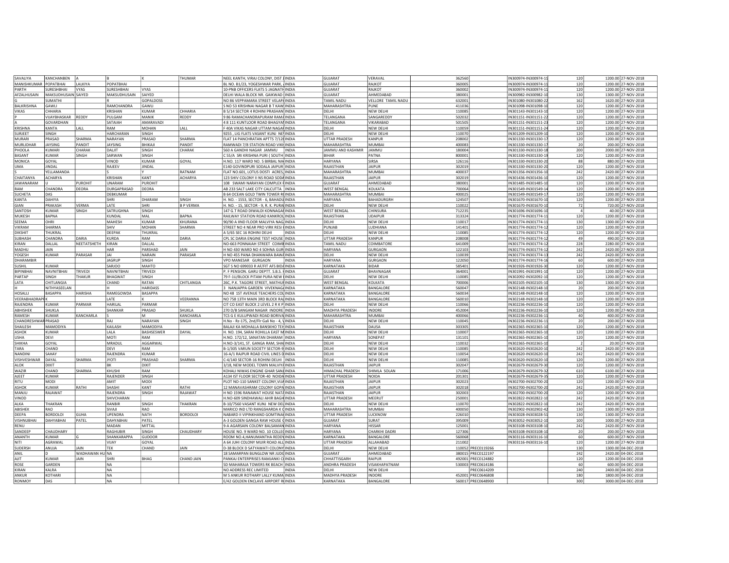| | | | | | | | | | | | | | | | |
|---|---|---|---|---|---|---|---|---|---|---|---|---|---|---|---|
| SAVALIYA | KANCHANBEN | A | B | K | THUMAR | NEEL KANTH, VIRAJ COLONY, DIST J | INDIA | GUJARAT | VERAVAL | 362560 | | IN300974-IN300974-11 | 120 | 1200.00 | 27-NOV-2018 |
| MANISHKUMAR | POPATBHAI | LALKIYA | POPATBHAI | | | BL NO. B1/23, YOGESHWAR PARK, J | INDIA | GUJARAT | RAJKOT | 360005 | | IN300974-IN300974-11 | 120 | 1200.00 | 27-NOV-2018 |
| PARTH | SURESHBHAI | VYAS | SURESHBHAI | VYAS | | 10-PNB OFFICERS FLATS 5 JAGNATH | INDIA | GUJARAT | RAJKOT | 360002 | | IN300974-IN300974-11 | 120 | 1200.00 | 27-NOV-2018 |
| AFZALHUSAIN | MAKSUDHUSAIN | SAIYED | MAKSUDHUSAIN | SAIYED | | DELHI WALA BLOCK NR. GAIKWAD | INDIA | GUJARAT | AHMEDABAD | 380001 | | IN300982-IN300982-10 | 130 | 1300.00 | 27-NOV-2018 |
| G | SUMATHI | | R | GOPALDOSS | | NO 86 VEPPAMARA STREET VELAPA | INDIA | TAMIL NADU | VELLORE TAMIL NADU | 632001 | | IN301080-IN301080-22 | 162 | 1620.00 | 27-NOV-2018 |
| BALKRISHNA | GAWLI | | RAMCHANDRA | GAWLI | | S NO 53 KRISHNAI NAGAR B T KAW | INDIA | MAHARASHTRA | PUNE | 411036 | | IN301098-IN301098-10 | 120 | 1200.00 | 27-NOV-2018 |
| VIKAS | CHHARIA | | KRISHAN | KUMAR | CHHARIA | B 5/14 SECTOR 4 ROHINI PRASHAN | INDIA | DELHI | NEW DELHI | 110085 | | IN301143-IN301143-10 | 120 | 1200.00 | 27-NOV-2018 |
| P | VIJAYBHASKAR | REDDY | PULGAM | MANIK | REDDY | 9 86 RAMACHANDRAPURAM RAMA | INDIA | TELANGANA | SANGAREDDY | 502032 | | IN301151-IN301151-22 | 120 | 1200.00 | 27-NOV-2018 |
| A | GOVARDHAN | | SATAIAH | AMARAVADI | | 4 8 111 KUNTLOOR ROAD BHAGYAN | INDIA | TELANGANA | VIKARABAD | 501505 | | IN301151-IN301151-23 | 120 | 1200.00 | 27-NOV-2018 |
| KRISHNA | KANTA | LALL | RAM | MOHAN | LALL | F 40A VIKAS NAGAR UTTAM NAGAR | INDIA | DELHI | NEW DELHI | 110059 | | IN301151-IN301151-24 | 120 | 1200.00 | 27-NOV-2018 |
| SURJEET | SINGH | | HARCHARAN | SINGH | | 9255 , LIG FLATS VASANT KUNJ NE | INDIA | DELHI | NEW DELHI | 110070 | | IN301209-IN301209-10 | 120 | 1200.00 | 27-NOV-2018 |
| MURARI | PRASAD | SHARMA | NARAYAN | PRASAD | SHARMA | FLAT 14 PANCHRATAN APTTS 7/126 | INDIA | UTTAR PRADESH | KANPUR | 208002 | | IN301330-IN301330-17 | 120 | 1200.00 | 27-NOV-2018 |
| MURLIDHAR | JAYSING | PANDIT | JAYSING | BHIKAJI | PANDIT | RAMWADI 7/8 STATION ROAD VIKH | INDIA | MAHARASHTRA | MUMBAI | 400083 | | IN301330-IN301330-17 | 20 | 200.00 | 27-NOV-2018 |
| PHOOLA | KUMARI | CHARAK | DALJIT | SINGH | CHARAK | 560 A GANDHI NAGAR JAMMU | INDIA | JAMMU AND KASHMIR | JAMMU | 180004 | | IN301330-IN301330-18 | 200 | 2000.00 | 27-NOV-2018 |
| BASANT | KUMAR | SINGH | SARWAN | SINGH | | C 55/A SRI KRISHNA PURI ( SOUTH | INDIA | BIHAR | PATNA | 800001 | | IN301330-IN301330-19 | 120 | 1200.00 | 27-NOV-2018 |
| MONICA | GOYAL | | VINOD | KUMAR | GOYAL | H.NO. 117 WARD NO. 5 BIRBAL NA | INDIA | HARYANA | SIRSA | 126116 | | IN301330-IN301330-20 | 88 | 880.00 | 27-NOV-2018 |
| UMA | JINDAL | | RAJEEV | JINDAL | | E140 GOVINDPURI SODALA JAIPUR | INDIA | RAJASTHAN | JAIPUR | 302019 | | IN301330-IN301330-20 | 120 | 1200.00 | 27-NOV-2018 |
| S | YELLAMANDA | | | Y | RATNAM | FLAT NO.601, LOTUS DOSTI ACRES, | INDIA | MAHARASHTRA | MUMBAI | 400037 | | IN301356-IN301356-10 | 242 | 2420.00 | 27-NOV-2018 |
| CHAITANYA | ACHARYA | | KRISHAN | KANT | ACHARYA | 123 SHIV COLONY II NS ROAD SODA | INDIA | RAJASTHAN | JAIPUR | 302019 | | IN301436-IN301436-10 | 120 | 1200.00 | 27-NOV-2018 |
| JAWANARAM | U | PUROHIT | UNARAM | PUROHIT | | 108 SWAMI NARAYAN COMPLEX I | INDIA | GUJARAT | AHMEDABAD | 380001 | | IN301485-IN301485-10 | 120 | 1200.00 | 27-NOV-2018 |
| RAM | CHANDRA | DEORA | DURGAPRASAD | DEORA | | AB 233 SALT LAKE CITY CALCUTTA | INDIA | WEST BENGAL | KOLKATA | 700064 | | IN301549-IN301549-14 | 120 | 1200.00 | 27-NOV-2018 |
| SUCHETA | DAS | | DEBKUMAR | | | B 64 OCEAN GOLD TWIN TOWER R | INDIA | MAHARASHTRA | MUMBAI | 400025 | | IN301549-IN301549-17 | 120 | 1200.00 | 27-NOV-2018 |
| KANTA | DAHIYA | | SHRI | DHARAM | SINGH | H. NO. - 1553, SECTOR - 6, BAHADU | INDIA | HARYANA | BAHADURGRH | 124507 | | IN301670-IN301670-10 | 120 | 1200.00 | 27-NOV-2018 |
| GIAN | PRAKASH | VERMA | LATE | SHRI | B P VERMA | H. NO. - 15, SECTOR - 9, R. K. PURA | INDIA | DELHI | NEW DELHI | 110022 | | IN301670-IN301670-10 | 72 | 720.00 | 27-NOV-2018 |
| SANTOSH | KUMAR | SINGH | SATRUGHNA | SINGH | | 147 G.T ROAD DIWALDI KONNAGA | INDIA | WEST BENGAL | CHINSURA | 712235 | | IN301696-IN301696-10 | 4 | 40.00 | 27-NOV-2018 |
| MUKESH | BAPNA | | KUNDAL | MAL | BAPNA | RAILWAY STATION ROAD KANKROL | INDIA | RAJASTHAN | UDAIPUR | 313324 | | IN301774-IN301774-11 | 120 | 1200.00 | 27-NOV-2018 |
| SEEMA | OHRI | | MAHESH | KUMAR | KHURANA | 90/90 A IIND FLOOR MALVIYA NAG | INDIA | DELHI | NEW DELHI | 110017 | | IN301774-IN301774-11 | 130 | 1300.00 | 27-NOV-2018 |
| VIKRAM | SHARMA | | SHIV | MOHAN | SHARMA | STREET NO 4 NEAR PRO VIRK RESI | INDIA | PUNJAB | LUDHIANA | 141401 | | IN301774-IN301774-12 | 120 | 1200.00 | 27-NOV-2018 |
| DIKSHIT | THUKRAL | | DEEPAK | THUKRAL | | A 5/65 SEC 16 ROHINI DELHI | INDIA | DELHI | NEW DELHI | 110085 | | IN301774-IN301774-12 | 120 | 1200.00 | 27-NOV-2018 |
| SUBHASH | CHANDRA | DARIA | KURDA | RAM | DARIA | CPL SC DARIA ENGINE TEST HOUSE | INDIA | UTTAR PRADESH | KANPUR | 208008 | | IN301774-IN301774-12 | 49 | 490.00 | 27-NOV-2018 |
| KIRAN | DALLAL | NEETATSHETH | KIRAN | DALLAL | | NO-663 PONNAIAH STREET COIMB | INDIA | TAMIL NADU | COIMBATORE | 641009 | | IN301774-IN301774-12 | 228 | 2280.00 | 27-NOV-2018 |
| MADHU | JAIN | | HAR | PARSHAD | JAIN | H NO 430 WARD NO 4 SOHNA GUR | INDIA | HARYANA | GURGAON | 122103 | | IN301774-IN301774-12 | 242 | 2420.00 | 27-NOV-2018 |
| YOGESH | KUMAR | PARASAR | JAI | NARAIN | PARASAR | H NO 455 PANA DHANWARA BAWA | INDIA | DELHI | NEW DELHI | 110039 | | IN301774-IN301774-13 | 242 | 2420.00 | 27-NOV-2018 |
| DHARAMBIR | | | JAGRUP | SINGH | | VPO MANESAR GURGAON | INDIA | HARYANA | GURGAON | 122050 | | IN301774-IN301774-16 | 60 | 600.00 | 27-NOV-2018 |
| SUSHIL | KUMAR | | SARJOO | MAHTO | | SGT S NO 699033 R AF/FIT AFS BIDA | INDIA | KARNATAKA | BIDAR | 585401 | | IN301926-IN301926-30 | 120 | 1200.00 | 27-NOV-2018 |
| BIPINBHAI | NAVNITBHAI | TRIVEDI | NAVNITBHAI | TRIVEDI | | P. F PENSION. GARU DEPTT. S.B.S. | INDIA | GUJARAT | BHAVNAGAR | 364001 | | IN301991-IN301991-10 | 120 | 1200.00 | 27-NOV-2018 |
| PARTAP | SINGH | THAKUR | BHAGWAT | SINGH | | 79 F-1U/BLOCK PITAM PURA NEW | INDIA | DELHI | NEW DELHI | 110085 | | IN302092-IN302092-10 | 120 | 1200.00 | 27-NOV-2018 |
| LATA | CHITLANGIA | | CHAND | RATAN | CHITLANGIA | 26C, P.K. TAGORE STREET, MATHUR | INDIA | WEST BENGAL | KOLKATA | 700006 | | IN302105-IN302105-10 | 130 | 1300.00 | 27-NOV-2018 |
| H | NITHYASEELAN | | H | HARIDASS | | 3 NANJAPPA GARDEN VIVEKNAGA | INDIA | KARNATAKA | BANGALORE | 560047 | | IN302148-IN302148-10 | 20 | 200.00 | 27-NOV-2018 |
| HOSALLI | BASAPPA | HARISHA | RAMEGOWDA | BASAPPA | | NO 48 1ST AVENUE TEACHERS COL | INDIA | KARNATAKA | BANGALORE | 560034 | | IN302148-IN302148-10 | 120 | 1200.00 | 27-NOV-2018 |
| VEERABHADRAPP | K | | LATE | K | VEERANNA | NO 758 13TH MAIN 3RD BLOCK RA | INDIA | KARNATAKA | BANGALORE | 560010 | | IN302148-IN302148-10 | 120 | 1200.00 | 27-NOV-2018 |
| RAJENDRA | KUMAR | PARMAR | HARILAL | PARMAR | | CIT CO EAST BLOCK 2 LEVEL 2 R K P | INDIA | DELHI | NEW DELHI | 110066 | | IN302236-IN302236-10 | 120 | 1200.00 | 27-NOV-2018 |
| ABHISHEK | SHUKLA | | SHANKAR | PRASAD | SHUKLA | 270 D/B SANGAM NAGAR INDORE | INDIA | MADHYA PRADESH | INDORE | 452004 | | IN302236-IN302236-10 | 120 | 1200.00 | 27-NOV-2018 |
| RAMESH | KUMAR | KANCHARLA | S | M | KANCHARLA | TCS G E KULUPWADI ROAD BORIVA | INDIA | MAHARASHTRA | MUMBAI | 400066 | | IN302236-IN302236-11 | 40 | 400.00 | 27-NOV-2018 |
| CHANDRESHWAR | PRASAD | | RAJ | NARAYAN | SINGH | H.No - Rz-175, 2nd/Flr Gali No - 4, V | INDIA | DELHI | NEW DELHI | 110045 | | IN302236-IN302236-11 | 20 | 200.00 | 27-NOV-2018 |
| SHAILESH | MAMODIYA | | KAILASH | MAMODIYA | | BALAJI KA MOHALLA BANSKHO TEH | INDIA | RAJASTHAN | DAUSA | 303305 | | IN302365-IN302365-10 | 120 | 1200.00 | 27-NOV-2018 |
| ASHOK | KUMAR | | LALA | BASHSESWER | DAYAL | H. NO. 194, SARAI ROHILLA EAST M | INDIA | DELHI | NEW DELHI | 110007 | | IN302365-IN302365-10 | 120 | 1200.00 | 27-NOV-2018 |
| USHA | DEVI | | MOTI | RAM | | H.NO. 172/12, SANATAN DHARAM | INDIA | HARYANA | SONEPAT | 131101 | | IN302365-IN302365-10 | 120 | 1200.00 | 27-NOV-2018 |
| SHIKHA | GOYAL | | MRADUL | AGGARWAL | | H.NO-3/141, ST. GANGA RAM, SHA | INDIA | DELHI | NEW DELHI | 110032 | | IN302365-IN302365-10 | 2 | 20.00 | 27-NOV-2018 |
| TARA | CHAND | | DEVI | RAM | | B-1/305 VARUN SOCIETY SECTOR-9 | INDIA | DELHI | NEW DELHI | 110085 | | IN302620-IN302620-10 | 242 | 2420.00 | 27-NOV-2018 |
| NANDINI | SAHAY | | RAJENDRA | KUMAR | | 16-A/1 RAJPUR ROAD CIVIL LINES D | INDIA | DELHI | NEW DELHI | 110054 | | IN302620-IN302620-10 | 242 | 2420.00 | 27-NOV-2018 |
| VISHVESHWAR | DAYAL | SHARMA | JYOTI | PRASHAD | SHARMA | C-4/140 SECTOR-16 ROHINI DELHI | INDIA | DELHI | NEW DELHI | 110085 | | IN302620-IN302620-10 | 120 | 1200.00 | 27-NOV-2018 |
| ALOK | DIXIT | | BK | DIXIT | | 3/18, NEW MODEL TOWN MALVIYA | INDIA | RAJASTHAN | JAIPUR | 302047 | | IN302679-IN302679-30 | 120 | 1200.00 | 27-NOV-2018 |
| WAZIR | CHAND | SHARMA | KHUSHI | RAM | | KOHALI NIWAS ENGINE GHAR SANJ | INDIA | HIMACHAL PRADESH | SHIMLA SOLAN | 171006 | | IN302679-IN302679-32 | 610 | 6100.00 | 27-NOV-2018 |
| AJEET | KUMAR | | RAJENDER | SINGH | | A134 IST FLOOR SECTOR-40 NOIDA | INDIA | UTTAR PRADESH | NOIDA | 201301 | | IN302679-IN302679-35 | 120 | 1200.00 | 27-NOV-2018 |
| RITU | MODI | | AMIT | MODI | | PLOT NO-110 SANKET COLONY,VIJA | INDIA | RAJASTHAN | JAIPUR | 302023 | | IN302700-IN302700-20 | 120 | 1200.00 | 27-NOV-2018 |
| ASHOK | KUMAR | RATHI | SHASHI | KANT | RATHI | 12 MANAVASHRAM COLONY GOPA | INDIA | RAJASTHAN | JAIPUR | 302018 | | IN302700-IN302700-20 | 242 | 2420.00 | 27-NOV-2018 |
| MANJU | RAJAWAT | | RAJENDRA | SINGH | RAJAWAT | H NO 1596 RANAWAT HOUSE NATA | INDIA | RAJASTHAN | JAIPUR | 302003 | | IN302700-IN302700-20 | 120 | 1200.00 | 27-NOV-2018 |
| VINOD | | | SHIVCHARAN | | | H.NO-609 SINDHAWALI AHIR BAGH | INDIA | UTTAR PRADESH | MEERUT | 250001 | | IN302822-IN302822-10 | 242 | 2420.00 | 27-NOV-2018 |
| ALKA | THAKRAN | | RANBIR | SINGH | THAKRAN | B-10/7560 VASANT KUNJ NEW DEL | INDIA | DELHI | NEW DELHI | 110070 | | IN302822-IN302822-10 | 242 | 2420.00 | 27-NOV-2018 |
| ABISHEK | RAO | | SIVAJI | RAO | | MARICO IND LTD RANGSHARDA K C | INDIA | MAHARASHTRA | MUMBAI | 400050 | | IN302902-IN302902-42 | 130 | 1300.00 | 27-NOV-2018 |
| DEEPA | BORDOLOI | GUHA | UPENDRA | NATH | BORDOLOI | NABARD II VIPINKHAND GOMTINA | INDIA | UTTAR PRADESH | LUCKNOW | 226010 | | IN303028-IN303028-51 | 130 | 1300.00 | 27-NOV-2018 |
| VISHNUBHAI | DAHYABHAI | PATEL | DAHYABHAI | PATEL | | A-3 GOLDEN GANGA RAW HOUSE C | INDIA | GUJARAT | SURAT | 395009 | | IN303052-IN303052-10 | 100 | 1000.00 | 27-NOV-2018 |
| RENU | | | MADAN | MITTAL | | 9-A AGARSAIN COLONY BALSAMAN | INDIA | HARYANA | HISSAR | 125001 | | IN303108-IN303108-10 | 242 | 2420.00 | 27-NOV-2018 |
| SANDEEP | CHAUDHARY | | RAGHUBIR | SINGH | CHAUDHARY | HOUSE NO. 9 WARD NO. 10 COLLE | INDIA | HARYANA | CHARKHI DADRI | 127306 | | IN303108-IN303108-10 | 20 | 200.00 | 27-NOV-2018 |
| ANANTH | KUMAR | G | SHANKARAPPA | GUDOOR | | ROOM NO.4,HANUMANTHA REDDY | INDIA | KARNATAKA | BANGALORE | 560068 | | IN303116-IN303116-10 | 60 | 600.00 | 27-NOV-2018 |
| NITI | AGRAWAL | | VIJAY | GOYAL | | A 64 JUHI COLONY MUIR ROAD ALL | INDIA | UTTAR PRADESH | ALLAHABAD | 211002 | | IN303116-IN303116-10 | 120 | 1200.00 | 27-NOV-2018 |
| SUDERSH | ANUJA | JAIN | TEK | CHAND | JAIN | D-38 BLOCK D SATYAWATI COLONY | INDIA | DELHI | NEW DELHI | 110052 | PREC0119266 | | 130 | 1300.00 | 04-DEC-2018 |
| ANIL | D | WADHAWAN HU | NA | | | 18 SAMARPAN BUNGLOW NR JUDG | INDIA | GUJARAT | AHMEDABAD | 380015 | PREC0122197 | | 242 | 2420.00 | 04-DEC-2018 |
| AJIT | KUMAR | JAIN | SHRI | BHAG | CHAND JAIN | PANKAJ ENTERPRISES RAMJANKI C | INDIA | CHHATTISGARH | RAIPUR | 492001 | PREC0124882 | | 120 | 1200.00 | 04-DEC-2018 |
| ROSE | GARDEN | | NA | | | 5D MAHARAJA TOWERS RK BEACH | INDIA | ANDHRA PRADESH | VISAKHAPATNAM | 530003 | PREC0614186 | | 60 | 600.00 | 04-DEC-2018 |
| KIRAN | KALRA | | NA | | | NO ADDRESS REC LIMITED | INDIA | DELHI | NEW DELHI | | PREC0614209 | | 240 | 2400.00 | 04-DEC-2018 |
| ANKUR | KOTHARI | | NA | | | M S ANKUR ROTHARY LALLY KUMA | INDIA | MADHYA PRADESH | INDORE | 452001 | PREC0646808 | | 180 | 1800.00 | 04-DEC-2018 |
| RONMOY | DAS | | NA | | | E/42 GOLDEN ENCLAVE AIRPORT R | INDIA | KARNATAKA | BANGALORE | 560017 | PREC0648900 | | 300 | 3000.00 | 04-DEC-2018 |